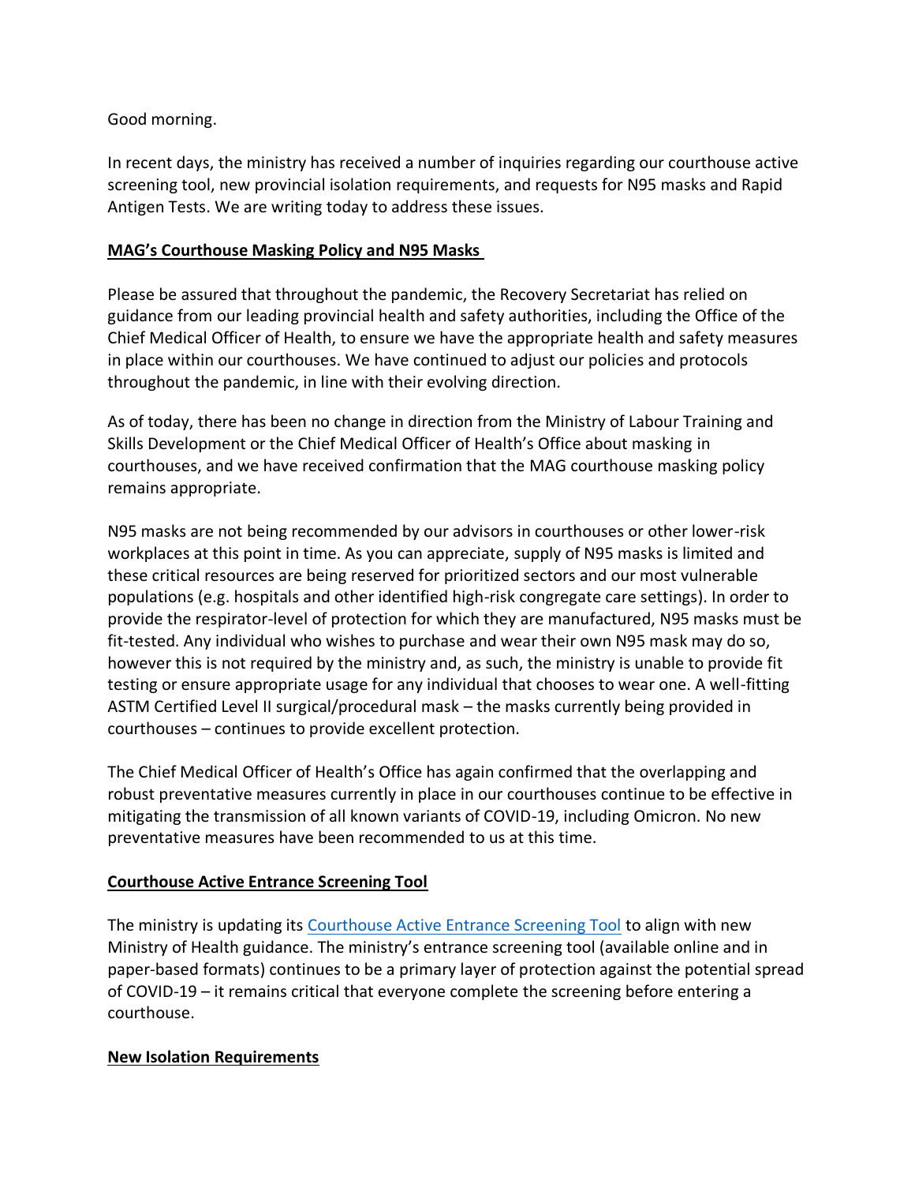Good morning.

In recent days, the ministry has received a number of inquiries regarding our courthouse active screening tool, new provincial isolation requirements, and requests for N95 masks and Rapid Antigen Tests. We are writing today to address these issues.

## **MAG's Courthouse Masking Policy and N95 Masks**

Please be assured that throughout the pandemic, the Recovery Secretariat has relied on guidance from our leading provincial health and safety authorities, including the Office of the Chief Medical Officer of Health, to ensure we have the appropriate health and safety measures in place within our courthouses. We have continued to adjust our policies and protocols throughout the pandemic, in line with their evolving direction.

As of today, there has been no change in direction from the Ministry of Labour Training and Skills Development or the Chief Medical Officer of Health's Office about masking in courthouses, and we have received confirmation that the MAG courthouse masking policy remains appropriate.

N95 masks are not being recommended by our advisors in courthouses or other lower-risk workplaces at this point in time. As you can appreciate, supply of N95 masks is limited and these critical resources are being reserved for prioritized sectors and our most vulnerable populations (e.g. hospitals and other identified high-risk congregate care settings). In order to provide the respirator-level of protection for which they are manufactured, N95 masks must be fit-tested. Any individual who wishes to purchase and wear their own N95 mask may do so, however this is not required by the ministry and, as such, the ministry is unable to provide fit testing or ensure appropriate usage for any individual that chooses to wear one. A well-fitting ASTM Certified Level II surgical/procedural mask – the masks currently being provided in courthouses – continues to provide excellent protection.

The Chief Medical Officer of Health's Office has again confirmed that the overlapping and robust preventative measures currently in place in our courthouses continue to be effective in mitigating the transmission of all known variants of COVID-19, including Omicron. No new preventative measures have been recommended to us at this time.

## **Courthouse Active Entrance Screening Tool**

The ministry is updating its Courthouse Active Entrance Screening Tool to align with new Ministry of Health guidance. The ministry's entrance screening tool (available online and in paper-based formats) continues to be a primary layer of protection against the potential spread of COVID-19 – it remains critical that everyone complete the screening before entering a courthouse.

## **New Isolation Requirements**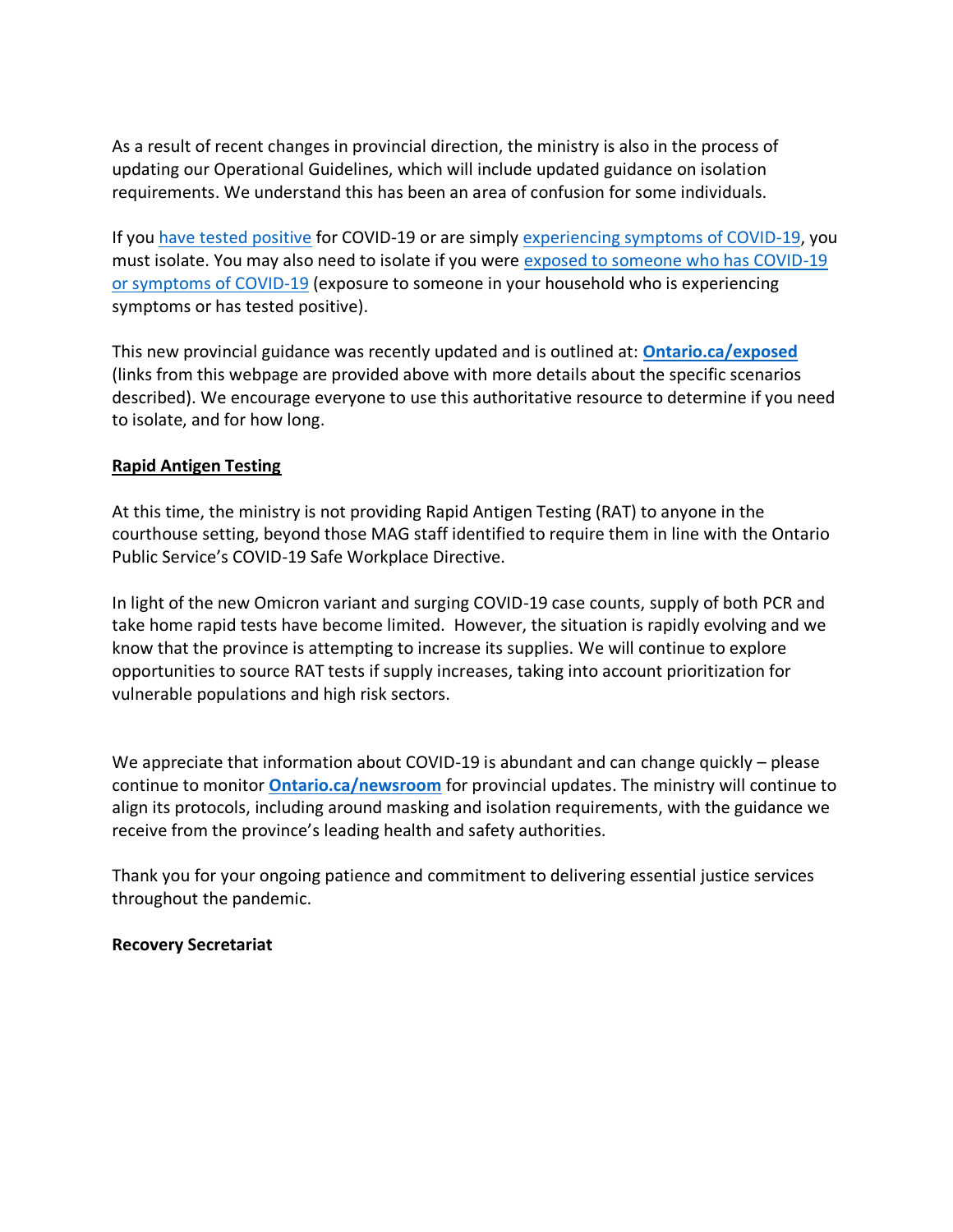As a result of recent changes in provincial direction, the ministry is also in the process of updating our Operational Guidelines, which will include updated guidance on isolation requirements. We understand this has been an area of confusion for some individuals.

If you have tested positive for COVID-19 or are simply experiencing symptoms of COVID-19, you must isolate. You may also need to isolate if you were exposed to someone who has COVID-19 or symptoms of COVID-19 (exposure to someone in your household who is experiencing symptoms or has tested positive).

This new provincial guidance was recently updated and is outlined at: **Ontario.ca/exposed** (links from this webpage are provided above with more details about the specific scenarios described). We encourage everyone to use this authoritative resource to determine if you need to isolate, and for how long.

**Rapid Antigen Testing**

At this time, the ministry is not providing Rapid Antigen Testing (RAT) to anyone in the courthouse setting, beyond those MAG staff identified to require them in line with the Ontario Public Service's COVID-19 Safe Workplace Directive.

In light of the new Omicron variant and surging COVID-19 case counts, supply of both PCR and take home rapid tests have become limited. However, the situation is rapidly evolving and we know that the province is attempting to increase its supplies. We will continue to explore opportunities to source RAT tests if supply increases, taking into account prioritization for vulnerable populations and high risk sectors.

We appreciate that information about COVID-19 is abundant and can change quickly – please continue to monitor **Ontario.ca/newsroom** for provincial updates. The ministry will continue to align its protocols, including around masking and isolation requirements, with the guidance we receive from the province's leading health and safety authorities.

Thank you for your ongoing patience and commitment to delivering essential justice services throughout the pandemic.

**Recovery Secretariat**